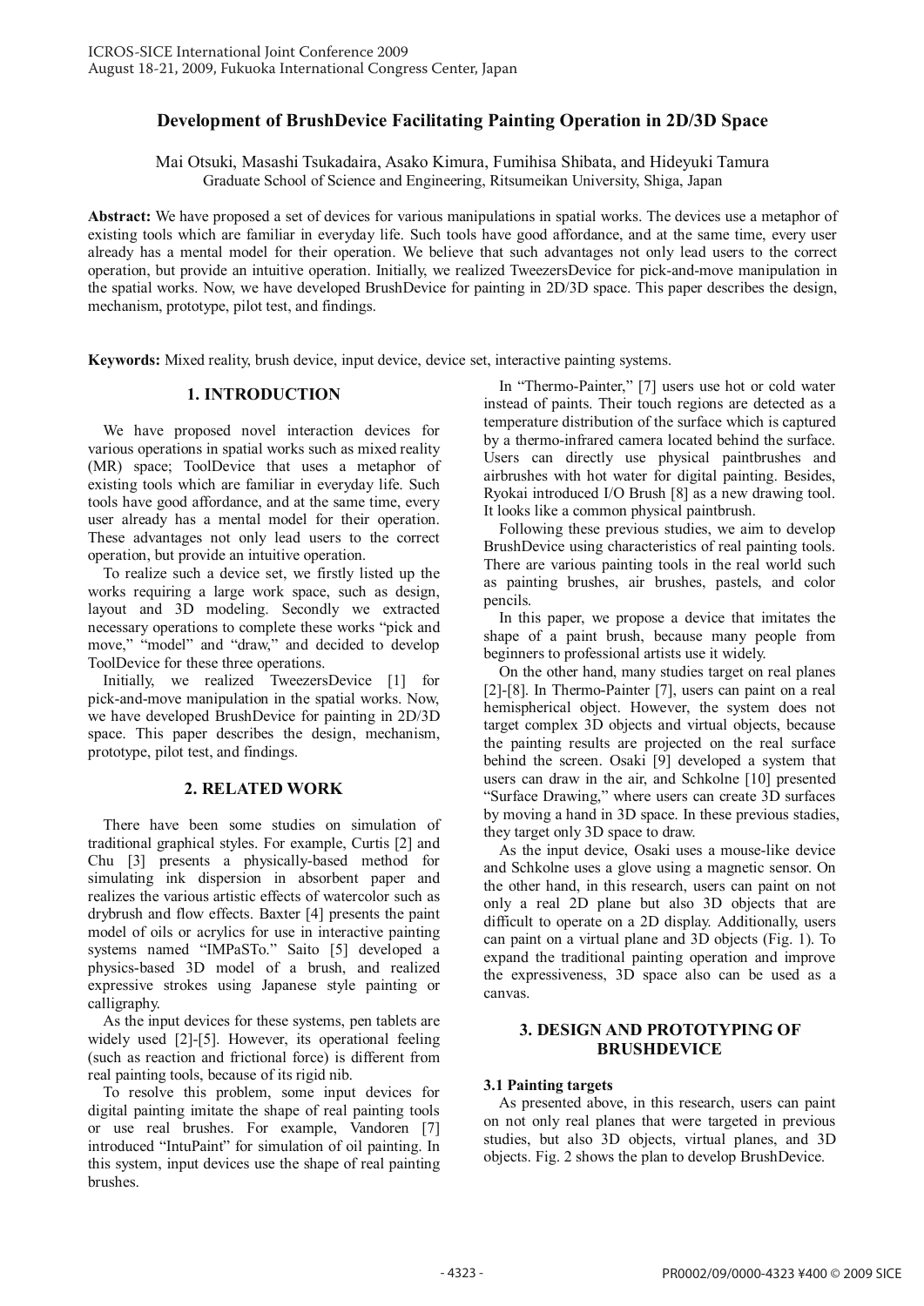# Development of BrushDevice Facilitating Painting Operation in 2D/3D Space

Mai Otsuki, Masashi Tsukadaira, Asako Kimura, Fumihisa Shibata, and Hideyuki Tamura
Graduate School of Science and Engineering, Ritsumeikan University, Shiga, Japan

**Abstract:** We have proposed a set of devices for various manipulations in spatial works. The devices use a metaphor of existing tools which are familiar in everyday life. Such tools have good affordance, and at the same time, every user already has a mental model for their operation. We believe that such advantages not only lead users to the correct operation, but provide an intuitive operation. Initially, we realized TweezersDevice for pick-and-move manipulation in the spatial works. Now, we have developed BrushDevice for painting in 2D/3D space. This paper describes the design, mechanism, prototype, pilot test, and findings.

**Keywords:** Mixed reality, brush device, input device, device set, interactive painting systems.

## 1. INTRODUCTION

We have proposed novel interaction devices for various operations in spatial works such as mixed reality (MR) space; ToolDevice that uses a metaphor of existing tools which are familiar in everyday life. Such tools have good affordance, and at the same time, every user already has a mental model for their operation. These advantages not only lead users to the correct operation, but provide an intuitive operation.

To realize such a device set, we firstly listed up the works requiring a large work space, such as design, layout and 3D modeling. Secondly we extracted necessary operations to complete these works "pick and move," "model" and "draw," and decided to develop ToolDevice for these three operations.

Initially, we realized TweezersDevice [1] for pick-and-move manipulation in the spatial works. Now, we have developed BrushDevice for painting in 2D/3D space. This paper describes the design, mechanism, prototype, pilot test, and findings.

## 2. RELATED WORK

There have been some studies on simulation of traditional graphical styles. For example, Curtis [2] and Chu [3] presents a physically-based method for simulating ink dispersion in absorbent paper and realizes the various artistic effects of watercolor such as drybrush and flow effects. Baxter [4] presents the paint model of oils or acrylics for use in interactive painting systems named "IMPaSTo." Saito [5] developed a physics-based 3D model of a brush, and realized expressive strokes using Japanese style painting or calligraphy.

As the input devices for these systems, pen tablets are widely used [2]-[5]. However, its operational feeling (such as reaction and frictional force) is different from real painting tools, because of its rigid nib.

To resolve this problem, some input devices for digital painting imitate the shape of real painting tools or use real brushes. For example, Vandoren [7] introduced "IntuPaint" for simulation of oil painting. In this system, input devices use the shape of real painting brushes.

In "Thermo-Painter," [7] users use hot or cold water instead of paints. Their touch regions are detected as a temperature distribution of the surface which is captured by a thermo-infrared camera located behind the surface. Users can directly use physical paintbrushes and airbrushes with hot water for digital painting. Besides, Ryokai introduced I/O Brush [8] as a new drawing tool. It looks like a common physical paintbrush.

Following these previous studies, we aim to develop BrushDevice using characteristics of real painting tools. There are various painting tools in the real world such as painting brushes, air brushes, pastels, and color pencils.

In this paper, we propose a device that imitates the shape of a paint brush, because many people from beginners to professional artists use it widely.

On the other hand, many studies target on real planes [2]-[8]. In Thermo-Painter [7], users can paint on a real hemispherical object. However, the system does not target complex 3D objects and virtual objects, because the painting results are projected on the real surface behind the screen. Osaki [9] developed a system that users can draw in the air, and Schkolne [10] presented "Surface Drawing," where users can create 3D surfaces by moving a hand in 3D space. In these previous stadies, they target only 3D space to draw.

As the input device, Osaki uses a mouse-like device and Schkolne uses a glove using a magnetic sensor. On the other hand, in this research, users can paint on not only a real 2D plane but also 3D objects that are difficult to operate on a 2D display. Additionally, users can paint on a virtual plane and 3D objects (Fig. 1). To expand the traditional painting operation and improve the expressiveness, 3D space also can be used as a canvas.

## 3. DESIGN AND PROTOTYPING OF BRUSHDEVICE

### 3.1 Painting targets

As presented above, in this research, users can paint on not only real planes that were targeted in previous studies, but also 3D objects, virtual planes, and 3D objects. Fig. 2 shows the plan to develop BrushDevice.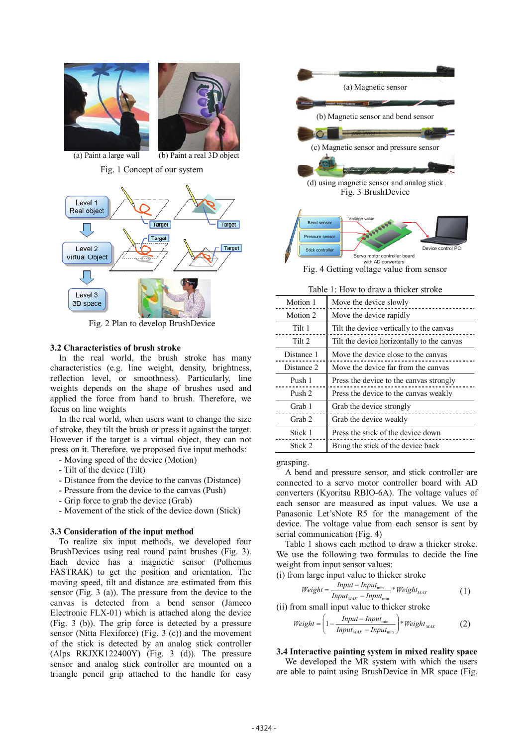(a) Paint a large wall (b) Paint a real 3D object

Fig. 1 Concept of our system

Fig. 2 Plan to develop BrushDevice

### 3.2 Characteristics of brush stroke

In the real world, the brush stroke has many characteristics (e.g. line weight, density, brightness, reflection level, or smoothness). Particularly, line weights depends on the shape of brushes used and applied the force from hand to brush. Therefore, we focus on line weights

In the real world, when users want to change the size of stroke, they tilt the brush or press it against the target. However if the target is a virtual object, they can not press on it. Therefore, we proposed five input methods:

- Moving speed of the device (Motion)
- Tilt of the device (Tilt)
- Distance from the device to the canvas (Distance)
- Pressure from the device to the canvas (Push)
- Grip force to grab the device (Grab)
- Movement of the stick of the device down (Stick)

### 3.3 Consideration of the input method

To realize six input methods, we developed four BrushDevices using real round paint brushes (Fig. 3). Each device has a magnetic sensor (Polhemus FASTRAK) to get the position and orientation. The moving speed, tilt and distance are estimated from this sensor (Fig. 3 (a)). The pressure from the device to the canvas is detected by a bend sensor (Jameco Electronic FLX-01) which is attached along the device (Fig. 3 (b)). The grip force is detected by a pressure sensor (Nitta Flexiforce) (Fig. 3 (c)) and the movement of the stick is detected by an analog stick controller (Alps RKJXK122400Y) (Fig. 3 (d)). The pressure sensor and analog stick controller are mounted on a triangle pencil grip attached to the handle for easy grasping.

(a) Magnetic sensor

(b) Magnetic sensor and bend sensor

(c) Magnetic sensor and pressure sensor

(d) using magnetic sensor and analog stick

Fig. 3 BrushDevice

Fig. 4 Getting voltage value from sensor

Table 1: How to draw a thicker stroke

| | |
|---|---|
| Motion 1 | Move the device slowly |
| Motion 2 | Move the device rapidly |
| Tilt 1 | Tilt the device vertically to the canvas |
| Tilt 2 | Tilt the device horizontally to the canvas |
| Distance 1 | Move the device close to the canvas |
| Distance 2 | Move the device far from the canvas |
| Push 1 | Press the device to the canvas strongly |
| Push 2 | Press the device to the canvas weakly |
| Grab 1 | Grab the device strongly |
| Grab 2 | Grab the device weakly |
| Stick 1 | Press the stick of the device down |
| Stick 2 | Bring the stick of the device back |

A bend and pressure sensor, and stick controller are connected to a servo motor controller board with AD converters (Kyoritsu RBIO-6A). The voltage values of each sensor are measured as input values. We use a Panasonic Let'sNote R5 for the management of the device. The voltage value from each sensor is sent by serial communication (Fig. 4)

Table 1 shows each method to draw a thicker stroke. We use the following two formulas to decide the line weight from input sensor values:

(i) from large input value to thicker stroke

$$Weight = \frac{Input - Input_{\min}}{Input_{MAX} - Input_{\min}} * Weight_{MAX} \quad (1)$$

(ii) from small input value to thicker stroke

$$Weight = \left(1 - \frac{Input - Input_{\min}}{Input_{MAX} - Input_{\min}}\right) * Weight_{MAX} \quad (2)$$

### 3.4 Interactive painting system in mixed reality space

We developed the MR system with which the users are able to paint using BrushDevice in MR space (Fig.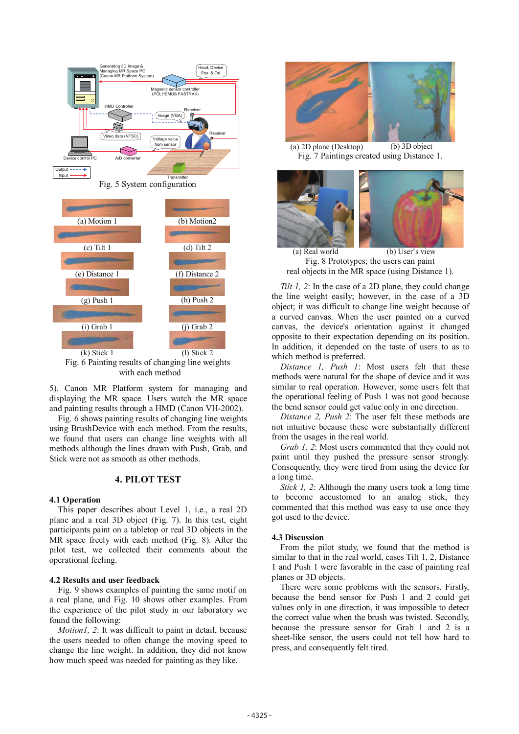Fig. 5 System configuration

(a) Motion 1

(b) Motion2

(c) Tilt 1

(d) Tilt 2

(e) Distance 1

(f) Distance 2

(g) Push 1

(h) Push 2

(i) Grab 1

(j) Grab 2

(k) Stick 1

(l) Stick 2

Fig. 6 Painting results of changing line weights with each method

5). Canon MR Platform system for managing and displaying the MR space. Users watch the MR space and painting results through a HMD (Canon VH-2002).

Fig. 6 shows painting results of changing line weights using BrushDevice with each method. From the results, we found that users can change line weights with all methods although the lines drawn with Push, Grab, and Stick were not as smooth as other methods.

## 4. PILOT TEST

### 4.1 Operation

This paper describes about Level 1, i.e., a real 2D plane and a real 3D object (Fig. 7). In this test, eight participants paint on a tabletop or real 3D objects in the MR space freely with each method (Fig. 8). After the pilot test, we collected their comments about the operational feeling.

### 4.2 Results and user feedback

Fig. 9 shows examples of painting the same motif on a real plane, and Fig. 10 shows other examples. From the experience of the pilot study in our laboratory we found the following:

*Motion1, 2*: It was difficult to paint in detail, because the users needed to often change the moving speed to change the line weight. In addition, they did not know how much speed was needed for painting as they like.

(a) 2D plane (Desktop) (b) 3D object

Fig. 7 Paintings created using Distance 1.

(a) Real world (b) User's view

Fig. 8 Prototypes; the users can paint real objects in the MR space (using Distance 1).

*Tilt 1, 2*: In the case of a 2D plane, they could change the line weight easily; however, in the case of a 3D object; it was difficult to change line weight because of a curved canvas. When the user painted on a curved canvas, the device's orientation against it changed opposite to their expectation depending on its position. In addition, it depended on the taste of users to as to which method is preferred.

*Distance 1, Push 1*: Most users felt that these methods were natural for the shape of device and it was similar to real operation. However, some users felt that the operational feeling of Push 1 was not good because the bend sensor could get value only in one direction.

*Distance 2, Push 2*: The user felt these methods are not intuitive because these were substantially different from the usages in the real world.

*Grab 1, 2*: Most users commented that they could not paint until they pushed the pressure sensor strongly. Consequently, they were tired from using the device for a long time.

*Stick 1, 2*: Although the many users took a long time to become accustomed to an analog stick, they commented that this method was easy to use once they got used to the device.

### 4.3 Discussion

From the pilot study, we found that the method is similar to that in the real world, cases Tilt 1, 2, Distance 1 and Push 1 were favorable in the case of painting real planes or 3D objects.

There were some problems with the sensors. Firstly, because the bend sensor for Push 1 and 2 could get values only in one direction, it was impossible to detect the correct value when the brush was twisted. Secondly, because the pressure sensor for Grab 1 and 2 is a sheet-like sensor, the users could not tell how hard to press, and consequently felt tired.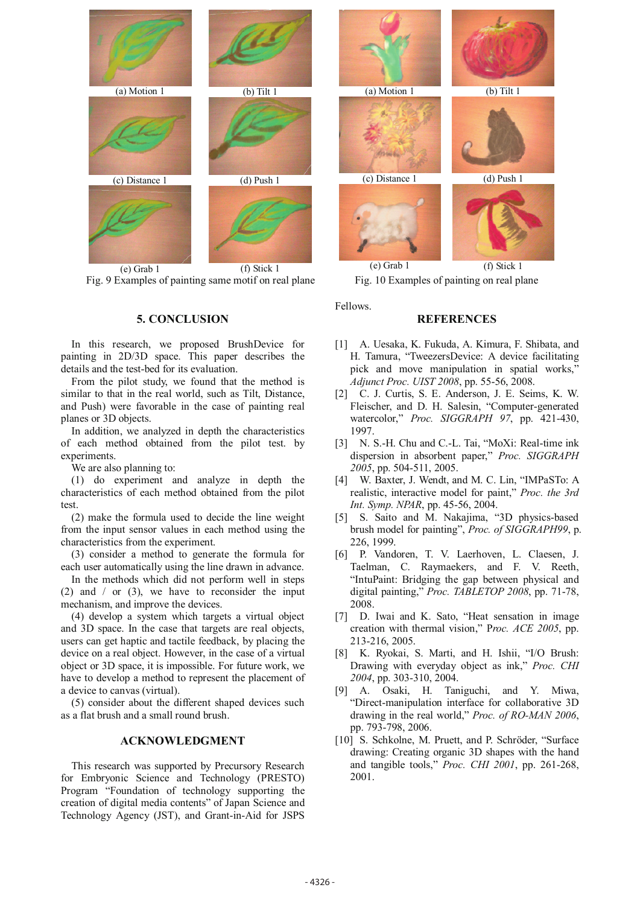(a) Motion 1

(b) Tilt 1

(c) Distance 1

(d) Push 1

(e) Grab 1

(f) Stick 1

Fig. 9 Examples of painting same motif on real plane

(a) Motion 1

(b) Tilt 1

(c) Distance 1

(d) Push 1

(e) Grab 1

(f) Stick 1

Fig. 10 Examples of painting on real plane

## 5. CONCLUSION

In this research, we proposed BrushDevice for painting in 2D/3D space. This paper describes the details and the test-bed for its evaluation.

From the pilot study, we found that the method is similar to that in the real world, such as Tilt, Distance, and Push) were favorable in the case of painting real planes or 3D objects.

In addition, we analyzed in depth the characteristics of each method obtained from the pilot test. by experiments.

We are also planning to:

(1) do experiment and analyze in depth the characteristics of each method obtained from the pilot test.

(2) make the formula used to decide the line weight from the input sensor values in each method using the characteristics from the experiment.

(3) consider a method to generate the formula for each user automatically using the line drawn in advance.

In the methods which did not perform well in steps (2) and / or (3), we have to reconsider the input mechanism, and improve the devices.

(4) develop a system which targets a virtual object and 3D space. In the case that targets are real objects, users can get haptic and tactile feedback, by placing the device on a real object. However, in the case of a virtual object or 3D space, it is impossible. For future work, we have to develop a method to represent the placement of a device to canvas (virtual).

(5) consider about the different shaped devices such as a flat brush and a small round brush.

## ACKNOWLEDGMENT

This research was supported by Precursory Research for Embryonic Science and Technology (PRESTO) Program "Foundation of technology supporting the creation of digital media contents" of Japan Science and Technology Agency (JST), and Grant-in-Aid for JSPS Fellows.

## REFERENCES

[1] A. Uesaka, K. Fukuda, A. Kimura, F. Shibata, and H. Tamura, "TweezersDevice: A device facilitating pick and move manipulation in spatial works," *Adjunct Proc. UIST 2008*, pp. 55-56, 2008.

[2] C. J. Curtis, S. E. Anderson, J. E. Seims, K. W. Fleischer, and D. H. Salesin, "Computer-generated watercolor," *Proc. SIGGRAPH 97*, pp. 421-430, 1997.

[3] N. S.-H. Chu and C.-L. Tai, "MoXi: Real-time ink dispersion in absorbent paper," *Proc. SIGGRAPH 2005*, pp. 504-511, 2005.

[4] W. Baxter, J. Wendt, and M. C. Lin, "IMPaSTo: A realistic, interactive model for paint," *Proc. the 3rd Int. Symp. NPAR*, pp. 45-56, 2004.

[5] S. Saito and M. Nakajima, "3D physics-based brush model for painting", *Proc. of SIGGRAPH99*, p. 226, 1999.

[6] P. Vandoren, T. V. Laerhoven, L. Claesen, J. Taelman, C. Raymaekers, and F. V. Reeth, "IntuPaint: Bridging the gap between physical and digital painting," *Proc. TABLETOP 2008*, pp. 71-78, 2008.

[7] D. Iwai and K. Sato, "Heat sensation in image creation with thermal vision," P*roc. ACE 2005*, pp. 213-216, 2005.

[8] K. Ryokai, S. Marti, and H. Ishii, "I/O Brush: Drawing with everyday object as ink," *Proc. CHI 2004*, pp. 303-310, 2004.

[9] A. Osaki, H. Taniguchi, and Y. Miwa, "Direct-manipulation interface for collaborative 3D drawing in the real world," *Proc. of RO-MAN 2006*, pp. 793-798, 2006.

[10] S. Schkolne, M. Pruett, and P. Schröder, "Surface drawing: Creating organic 3D shapes with the hand and tangible tools," *Proc. CHI 2001*, pp. 261-268, 2001.